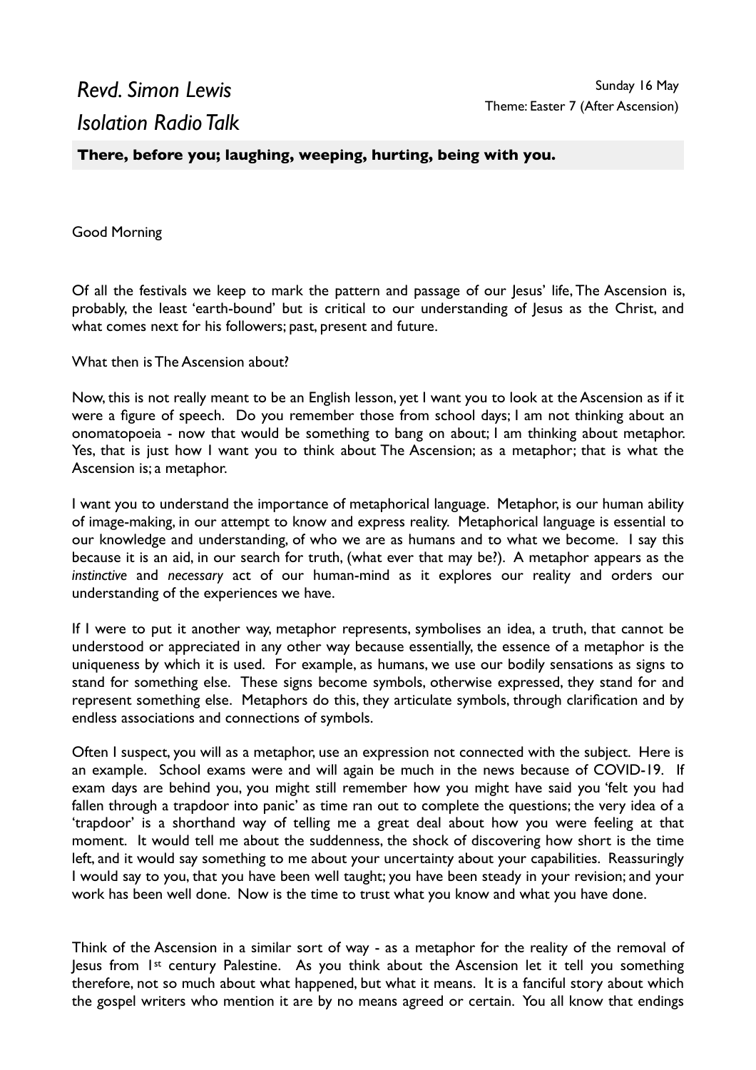*Revd. Simon Lewis*

*Isolation Radio Talk*

Sunday 16 May
Theme: Easter 7 (After Ascension)

**There, before you; laughing, weeping, hurting, being with you.**

Good Morning

Of all the festivals we keep to mark the pattern and passage of our Jesus' life, The Ascension is, probably, the least 'earth-bound' but is critical to our understanding of Jesus as the Christ, and what comes next for his followers; past, present and future.

What then is The Ascension about?

Now, this is not really meant to be an English lesson, yet I want you to look at the Ascension as if it were a figure of speech. Do you remember those from school days; I am not thinking about an onomatopoeia - now that would be something to bang on about; I am thinking about metaphor. Yes, that is just how I want you to think about The Ascension; as a metaphor; that is what the Ascension is; a metaphor.

I want you to understand the importance of metaphorical language. Metaphor, is our human ability of image-making, in our attempt to know and express reality. Metaphorical language is essential to our knowledge and understanding, of who we are as humans and to what we become. I say this because it is an aid, in our search for truth, (what ever that may be?). A metaphor appears as the *instinctive* and *necessary* act of our human-mind as it explores our reality and orders our understanding of the experiences we have.

If I were to put it another way, metaphor represents, symbolises an idea, a truth, that cannot be understood or appreciated in any other way because essentially, the essence of a metaphor is the uniqueness by which it is used. For example, as humans, we use our bodily sensations as signs to stand for something else. These signs become symbols, otherwise expressed, they stand for and represent something else. Metaphors do this, they articulate symbols, through clarification and by endless associations and connections of symbols.

Often I suspect, you will as a metaphor, use an expression not connected with the subject. Here is an example. School exams were and will again be much in the news because of COVID-19. If exam days are behind you, you might still remember how you might have said you 'felt you had fallen through a trapdoor into panic' as time ran out to complete the questions; the very idea of a 'trapdoor' is a shorthand way of telling me a great deal about how you were feeling at that moment. It would tell me about the suddenness, the shock of discovering how short is the time left, and it would say something to me about your uncertainty about your capabilities. Reassuringly I would say to you, that you have been well taught; you have been steady in your revision; and your work has been well done. Now is the time to trust what you know and what you have done.

Think of the Ascension in a similar sort of way - as a metaphor for the reality of the removal of Jesus from 1st century Palestine. As you think about the Ascension let it tell you something therefore, not so much about what happened, but what it means. It is a fanciful story about which the gospel writers who mention it are by no means agreed or certain. You all know that endings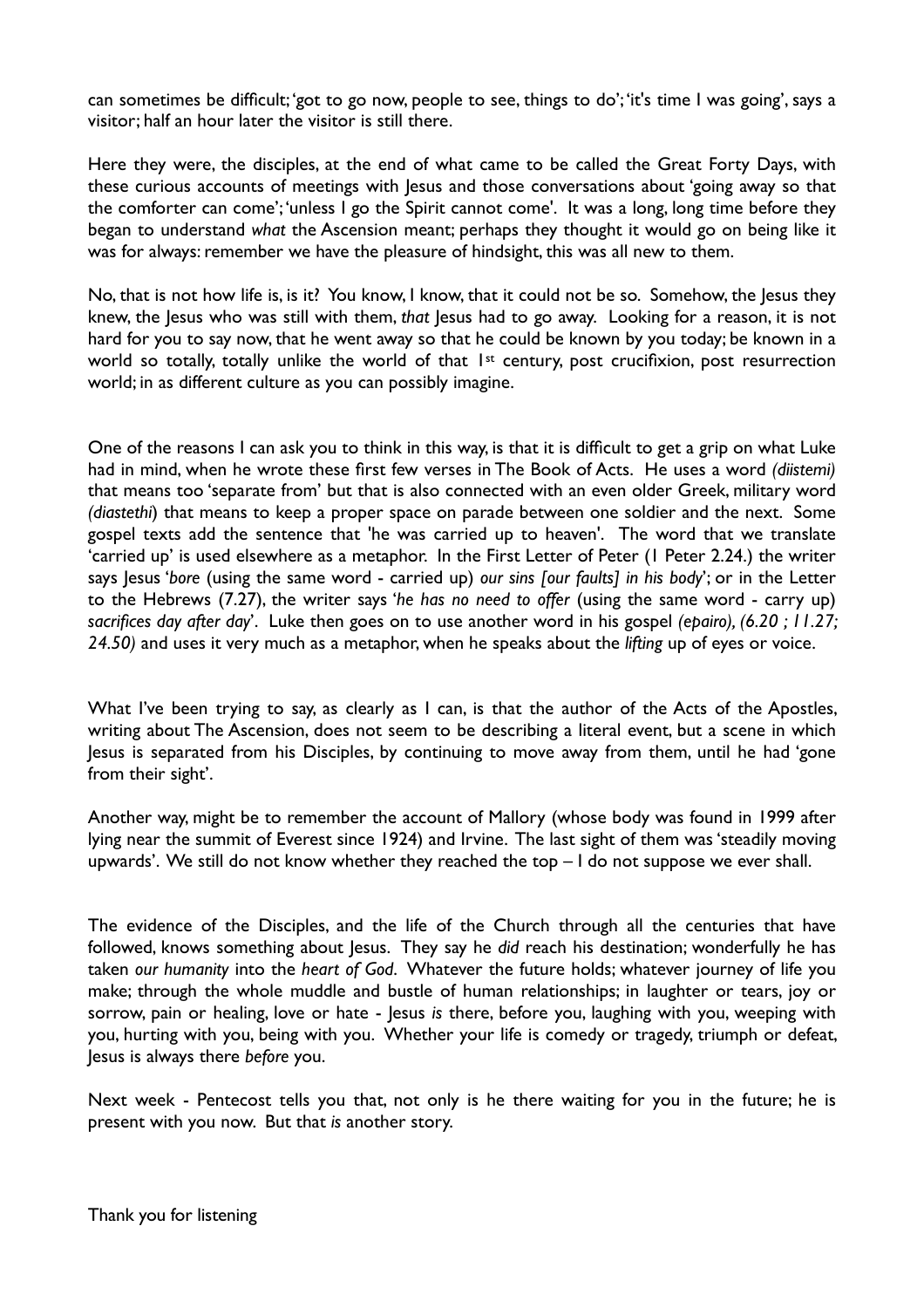can sometimes be difficult; 'got to go now, people to see, things to do'; 'it's time I was going', says a visitor; half an hour later the visitor is still there.

Here they were, the disciples, at the end of what came to be called the Great Forty Days, with these curious accounts of meetings with Jesus and those conversations about 'going away so that the comforter can come'; 'unless I go the Spirit cannot come'. It was a long, long time before they began to understand *what* the Ascension meant; perhaps they thought it would go on being like it was for always: remember we have the pleasure of hindsight, this was all new to them.

No, that is not how life is, is it? You know, I know, that it could not be so. Somehow, the Jesus they knew, the Jesus who was still with them, *that* Jesus had to go away. Looking for a reason, it is not hard for you to say now, that he went away so that he could be known by you today; be known in a world so totally, totally unlike the world of that 1st century, post crucifixion, post resurrection world; in as different culture as you can possibly imagine.

One of the reasons I can ask you to think in this way, is that it is difficult to get a grip on what Luke had in mind, when he wrote these first few verses in The Book of Acts. He uses a word *(diistemi)* that means too 'separate from' but that is also connected with an even older Greek, military word *(diastethi)* that means to keep a proper space on parade between one soldier and the next. Some gospel texts add the sentence that 'he was carried up to heaven'. The word that we translate 'carried up' is used elsewhere as a metaphor. In the First Letter of Peter (1 Peter 2.24.) the writer says Jesus '*bore* (using the same word - carried up) *our sins [our faults] in his body*'; or in the Letter to the Hebrews (7.27), the writer says '*he has no need to offer* (using the same word - carry up) *sacrifices day after day*'. Luke then goes on to use another word in his gospel *(epairo), (6.20 ; 11.27; 24.50)* and uses it very much as a metaphor, when he speaks about the *lifting* up of eyes or voice.

What I've been trying to say, as clearly as I can, is that the author of the Acts of the Apostles, writing about The Ascension, does not seem to be describing a literal event, but a scene in which Jesus is separated from his Disciples, by continuing to move away from them, until he had 'gone from their sight'.

Another way, might be to remember the account of Mallory (whose body was found in 1999 after lying near the summit of Everest since 1924) and Irvine. The last sight of them was 'steadily moving upwards'. We still do not know whether they reached the top – I do not suppose we ever shall.

The evidence of the Disciples, and the life of the Church through all the centuries that have followed, knows something about Jesus. They say he *did* reach his destination; wonderfully he has taken *our humanity* into the *heart of God*. Whatever the future holds; whatever journey of life you make; through the whole muddle and bustle of human relationships; in laughter or tears, joy or sorrow, pain or healing, love or hate - Jesus *is* there, before you, laughing with you, weeping with you, hurting with you, being with you. Whether your life is comedy or tragedy, triumph or defeat, Jesus is always there *before* you.

Next week - Pentecost tells you that, not only is he there waiting for you in the future; he is present with you now. But that *is* another story.

Thank you for listening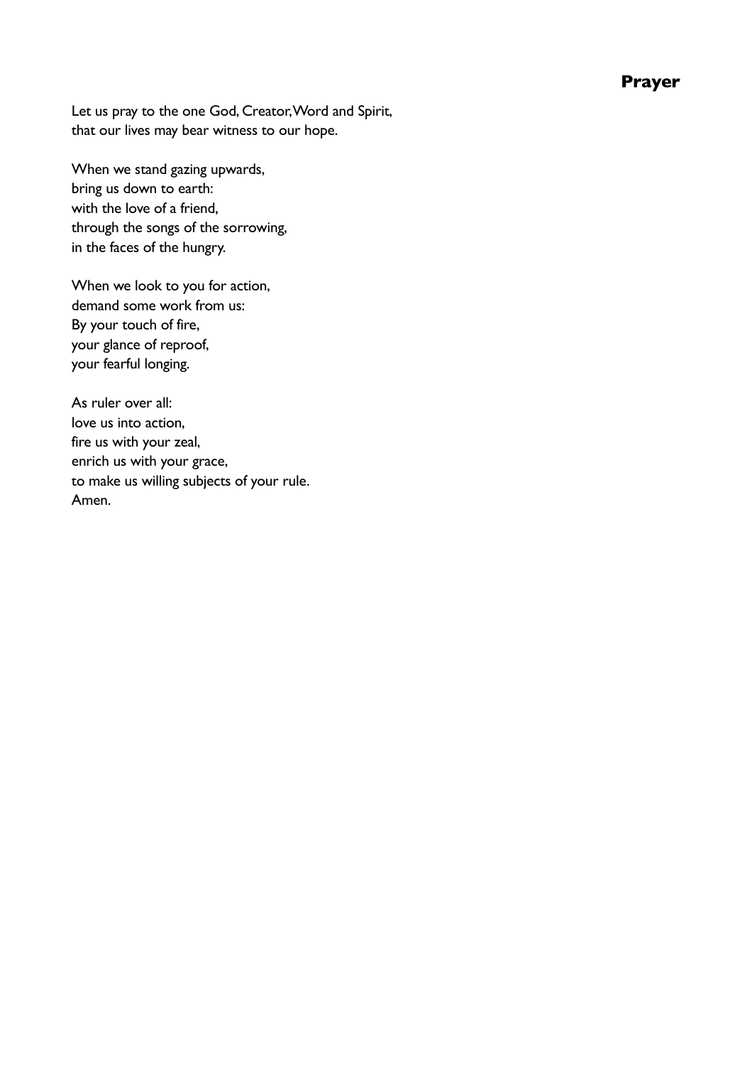## Prayer

Let us pray to the one God, Creator, Word and Spirit,
that our lives may bear witness to our hope.

When we stand gazing upwards,
bring us down to earth:
with the love of a friend,
through the songs of the sorrowing,
in the faces of the hungry.

When we look to you for action,
demand some work from us:
By your touch of fire,
your glance of reproof,
your fearful longing.

As ruler over all:
love us into action,
fire us with your zeal,
enrich us with your grace,
to make us willing subjects of your rule.
Amen.